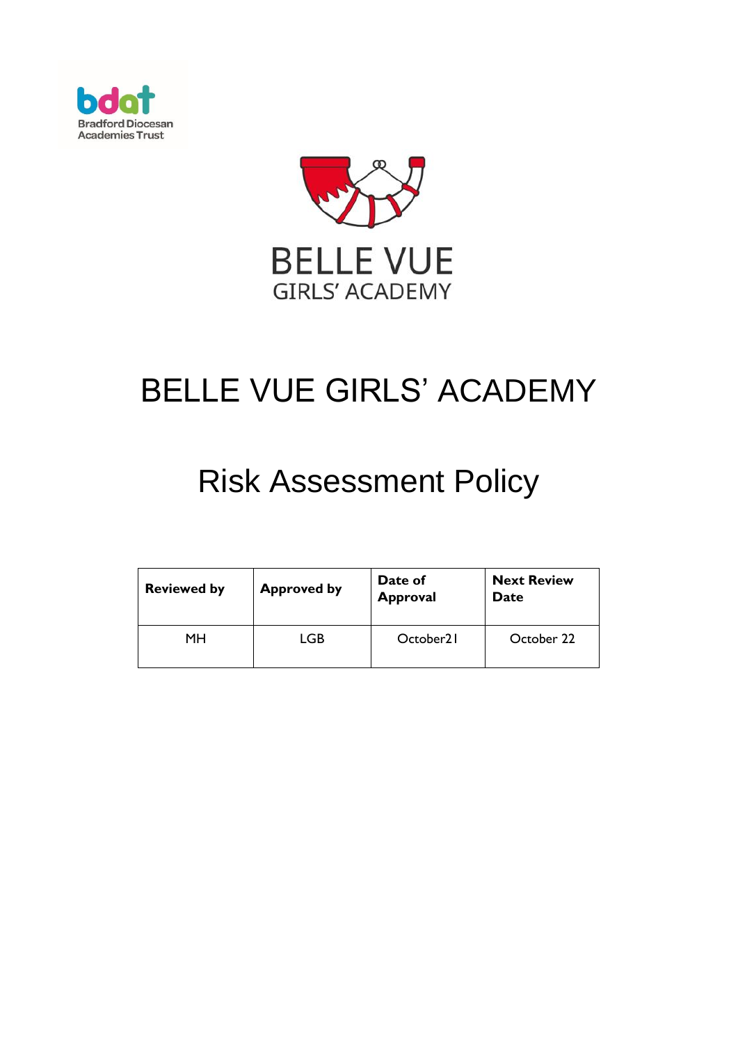bdat
Bradford Diocesan
Academies Trust

BELLE VUE
GIRLS' ACADEMY

# BELLE VUE GIRLS' ACADEMY

# Risk Assessment Policy

| Reviewed by | Approved by | Date of Approval | Next Review Date |
|---|---|---|---|
| MH | LGB | October21 | October 22 |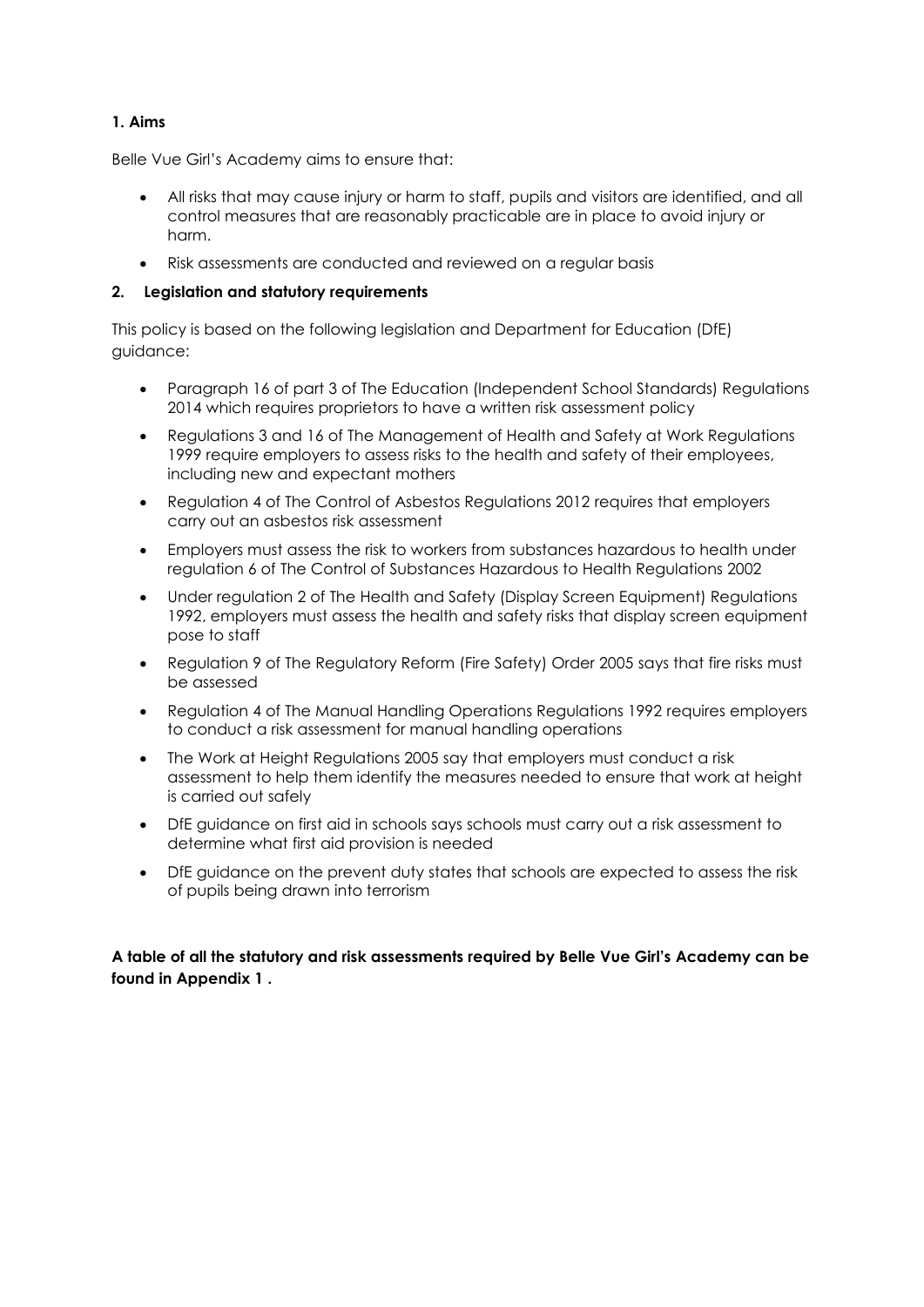## 1. Aims

Belle Vue Girl's Academy aims to ensure that:

- All risks that may cause injury or harm to staff, pupils and visitors are identified, and all control measures that are reasonably practicable are in place to avoid injury or harm.
- Risk assessments are conducted and reviewed on a regular basis

## 2. Legislation and statutory requirements

This policy is based on the following legislation and Department for Education (DfE) guidance:

- Paragraph 16 of part 3 of The Education (Independent School Standards) Regulations 2014 which requires proprietors to have a written risk assessment policy
- Regulations 3 and 16 of The Management of Health and Safety at Work Regulations 1999 require employers to assess risks to the health and safety of their employees, including new and expectant mothers
- Regulation 4 of The Control of Asbestos Regulations 2012 requires that employers carry out an asbestos risk assessment
- Employers must assess the risk to workers from substances hazardous to health under regulation 6 of The Control of Substances Hazardous to Health Regulations 2002
- Under regulation 2 of The Health and Safety (Display Screen Equipment) Regulations 1992, employers must assess the health and safety risks that display screen equipment pose to staff
- Regulation 9 of The Regulatory Reform (Fire Safety) Order 2005 says that fire risks must be assessed
- Regulation 4 of The Manual Handling Operations Regulations 1992 requires employers to conduct a risk assessment for manual handling operations
- The Work at Height Regulations 2005 say that employers must conduct a risk assessment to help them identify the measures needed to ensure that work at height is carried out safely
- DfE guidance on first aid in schools says schools must carry out a risk assessment to determine what first aid provision is needed
- DfE guidance on the prevent duty states that schools are expected to assess the risk of pupils being drawn into terrorism

**A table of all the statutory and risk assessments required by Belle Vue Girl's Academy can be found in Appendix 1 .**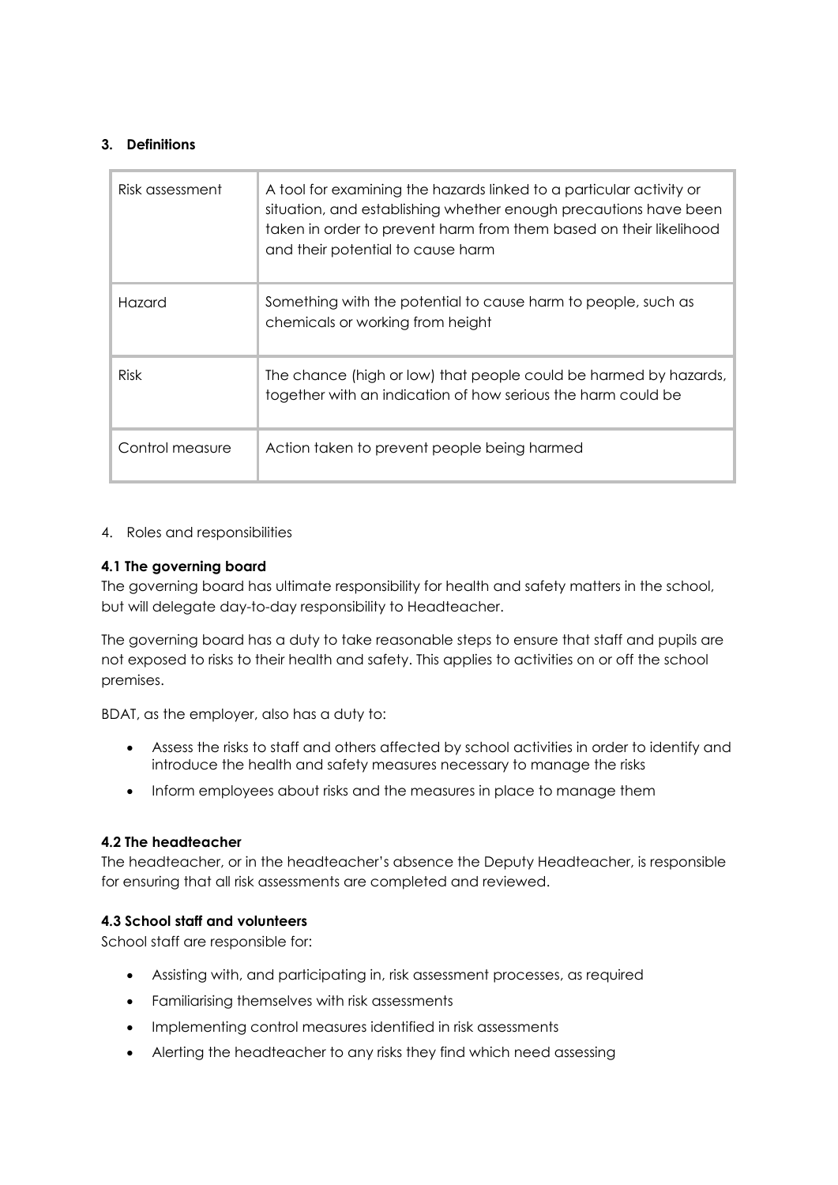### 3. Definitions

| | |
|---|---|
| Risk assessment | A tool for examining the hazards linked to a particular activity or situation, and establishing whether enough precautions have been taken in order to prevent harm from them based on their likelihood and their potential to cause harm |
| Hazard | Something with the potential to cause harm to people, such as chemicals or working from height |
| Risk | The chance (high or low) that people could be harmed by hazards, together with an indication of how serious the harm could be |
| Control measure | Action taken to prevent people being harmed |

4. Roles and responsibilities

**4.1 The governing board**

The governing board has ultimate responsibility for health and safety matters in the school, but will delegate day-to-day responsibility to Headteacher.

The governing board has a duty to take reasonable steps to ensure that staff and pupils are not exposed to risks to their health and safety. This applies to activities on or off the school premises.

BDAT, as the employer, also has a duty to:

- Assess the risks to staff and others affected by school activities in order to identify and introduce the health and safety measures necessary to manage the risks
- Inform employees about risks and the measures in place to manage them

**4.2 The headteacher**

The headteacher, or in the headteacher's absence the Deputy Headteacher, is responsible for ensuring that all risk assessments are completed and reviewed.

**4.3 School staff and volunteers**

School staff are responsible for:

- Assisting with, and participating in, risk assessment processes, as required
- Familiarising themselves with risk assessments
- Implementing control measures identified in risk assessments
- Alerting the headteacher to any risks they find which need assessing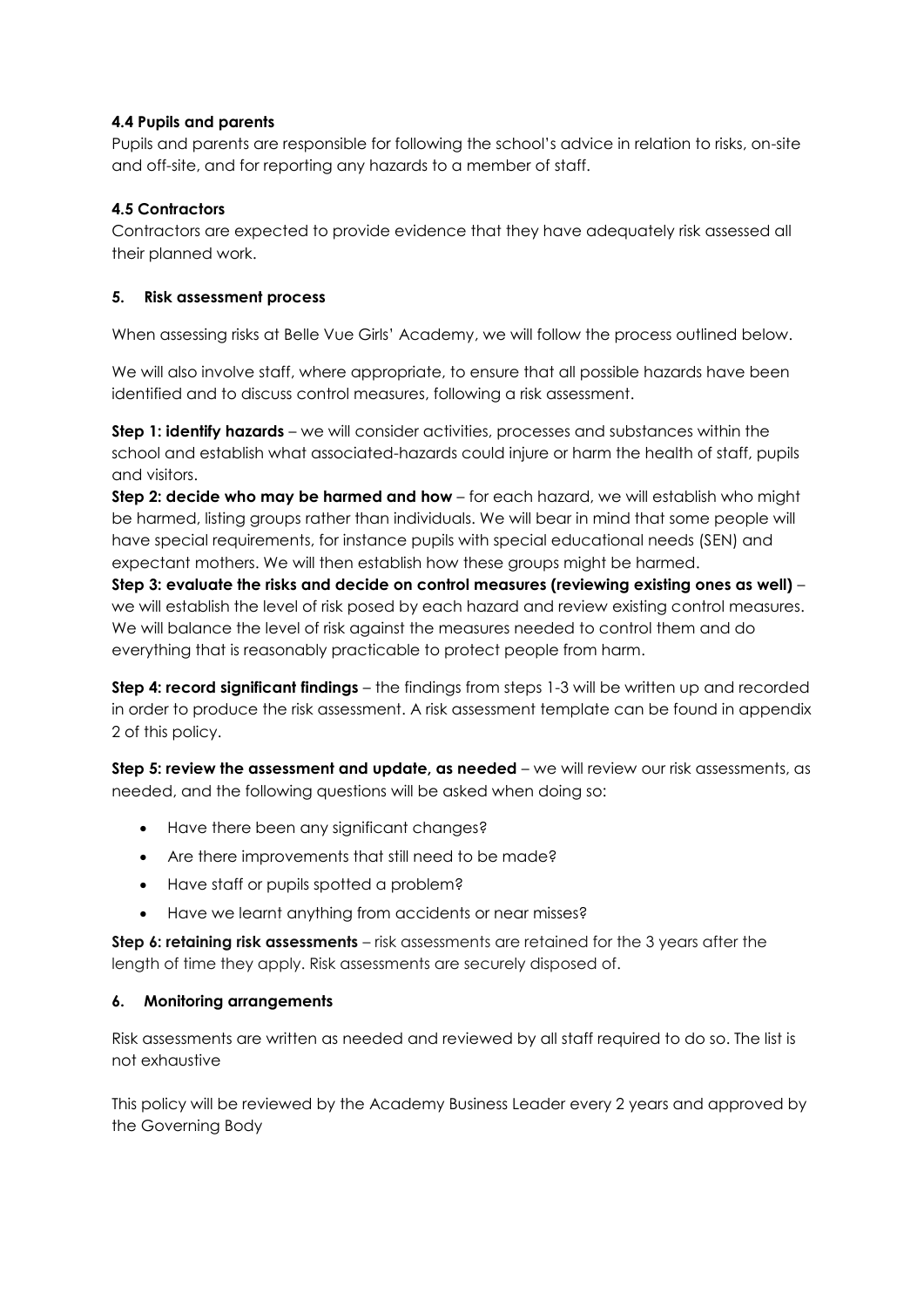#### 4.4 Pupils and parents

Pupils and parents are responsible for following the school's advice in relation to risks, on-site and off-site, and for reporting any hazards to a member of staff.

#### 4.5 Contractors

Contractors are expected to provide evidence that they have adequately risk assessed all their planned work.

### 5. Risk assessment process

When assessing risks at Belle Vue Girls' Academy, we will follow the process outlined below.

We will also involve staff, where appropriate, to ensure that all possible hazards have been identified and to discuss control measures, following a risk assessment.

**Step 1: identify hazards** – we will consider activities, processes and substances within the school and establish what associated-hazards could injure or harm the health of staff, pupils and visitors.
**Step 2: decide who may be harmed and how** – for each hazard, we will establish who might be harmed, listing groups rather than individuals. We will bear in mind that some people will have special requirements, for instance pupils with special educational needs (SEN) and expectant mothers. We will then establish how these groups might be harmed.
**Step 3: evaluate the risks and decide on control measures (reviewing existing ones as well)** – we will establish the level of risk posed by each hazard and review existing control measures. We will balance the level of risk against the measures needed to control them and do everything that is reasonably practicable to protect people from harm.

**Step 4: record significant findings** – the findings from steps 1-3 will be written up and recorded in order to produce the risk assessment. A risk assessment template can be found in appendix 2 of this policy.

**Step 5: review the assessment and update, as needed** – we will review our risk assessments, as needed, and the following questions will be asked when doing so:

- Have there been any significant changes?
- Are there improvements that still need to be made?
- Have staff or pupils spotted a problem?
- Have we learnt anything from accidents or near misses?

**Step 6: retaining risk assessments** – risk assessments are retained for the 3 years after the length of time they apply. Risk assessments are securely disposed of.

### 6. Monitoring arrangements

Risk assessments are written as needed and reviewed by all staff required to do so. The list is not exhaustive

This policy will be reviewed by the Academy Business Leader every 2 years and approved by the Governing Body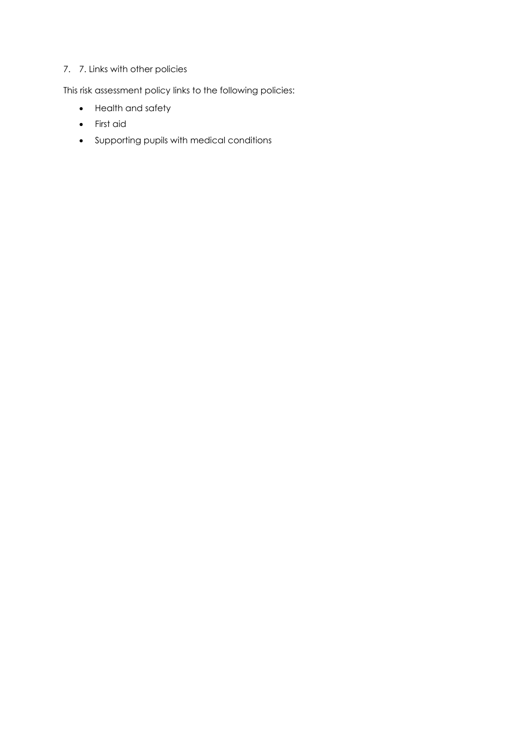## 7. 7. Links with other policies

This risk assessment policy links to the following policies:

- Health and safety
- First aid
- Supporting pupils with medical conditions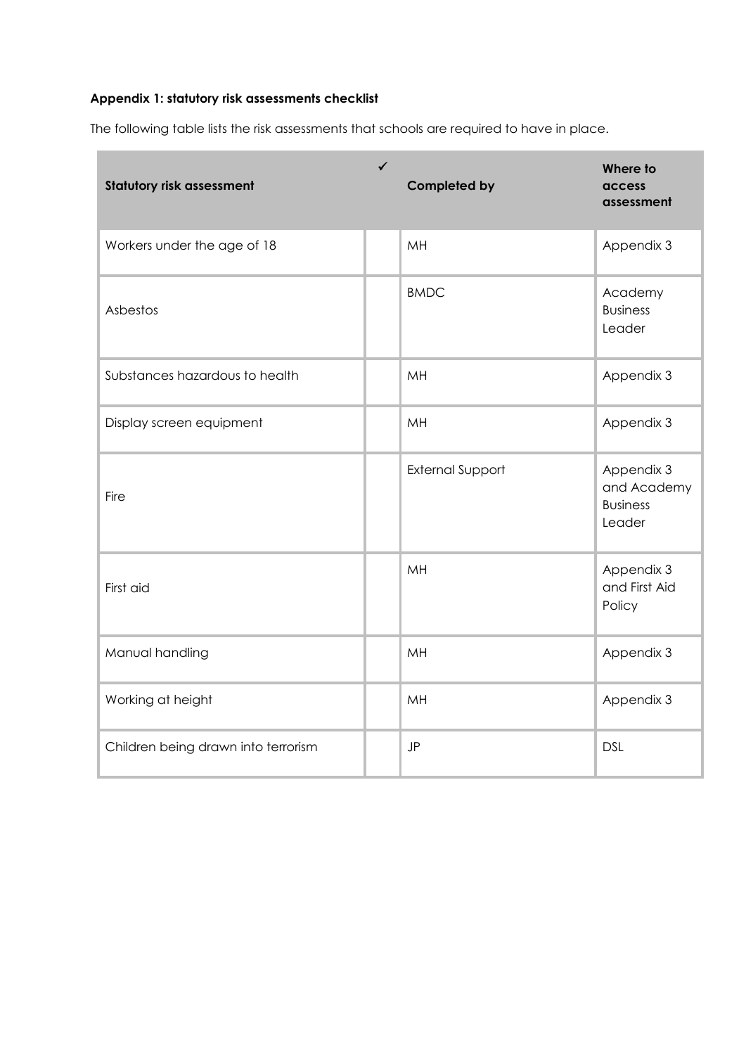**Appendix 1: statutory risk assessments checklist**

The following table lists the risk assessments that schools are required to have in place.

| Statutory risk assessment | ✓ | Completed by | Where to access assessment |
|---|---|---|---|
| Workers under the age of 18 | | MH | Appendix 3 |
| Asbestos | | BMDC | Academy Business Leader |
| Substances hazardous to health | | MH | Appendix 3 |
| Display screen equipment | | MH | Appendix 3 |
| Fire | | External Support | Appendix 3 and Academy Business Leader |
| First aid | | MH | Appendix 3 and First Aid Policy |
| Manual handling | | MH | Appendix 3 |
| Working at height | | MH | Appendix 3 |
| Children being drawn into terrorism | | JP | DSL |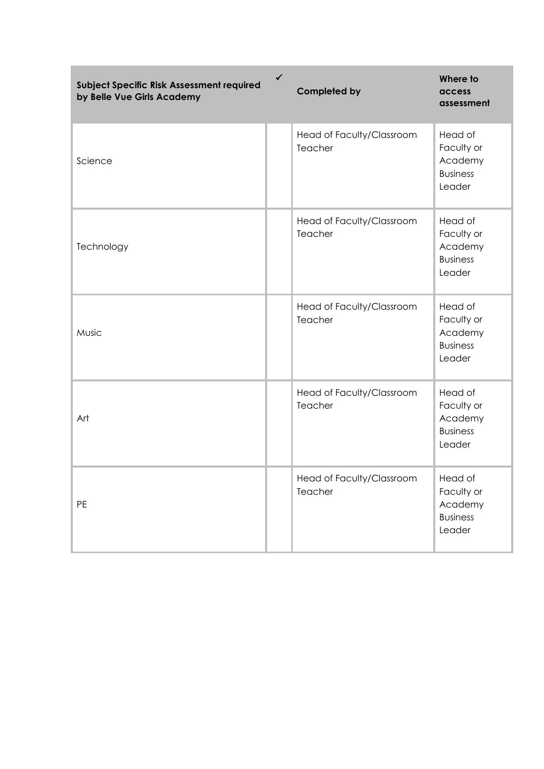| Subject Specific Risk Assessment required by Belle Vue Girls Academy | ✓ | Completed by | Where to access assessment |
|---|---|---|---|
| Science | | Head of Faculty/Classroom Teacher | Head of Faculty or Academy Business Leader |
| Technology | | Head of Faculty/Classroom Teacher | Head of Faculty or Academy Business Leader |
| Music | | Head of Faculty/Classroom Teacher | Head of Faculty or Academy Business Leader |
| Art | | Head of Faculty/Classroom Teacher | Head of Faculty or Academy Business Leader |
| PE | | Head of Faculty/Classroom Teacher | Head of Faculty or Academy Business Leader |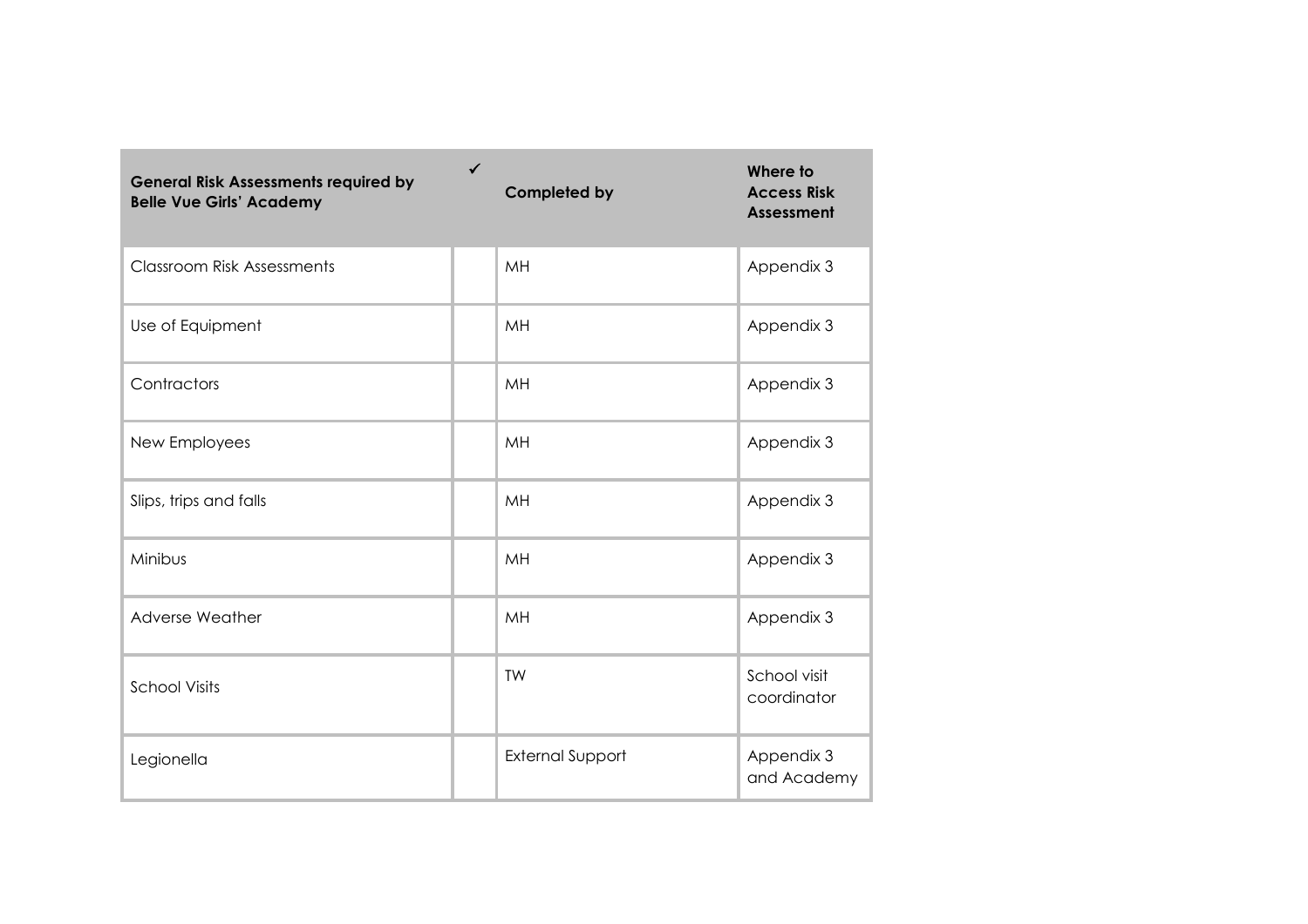| General Risk Assessments required by Belle Vue Girls' Academy | ✓ | Completed by | Where to Access Risk Assessment |
|---|---|---|---|
| Classroom Risk Assessments | | MH | Appendix 3 |
| Use of Equipment | | MH | Appendix 3 |
| Contractors | | MH | Appendix 3 |
| New Employees | | MH | Appendix 3 |
| Slips, trips and falls | | MH | Appendix 3 |
| Minibus | | MH | Appendix 3 |
| Adverse Weather | | MH | Appendix 3 |
| School Visits | | TW | School visit coordinator |
| Legionella | | External Support | Appendix 3 and Academy |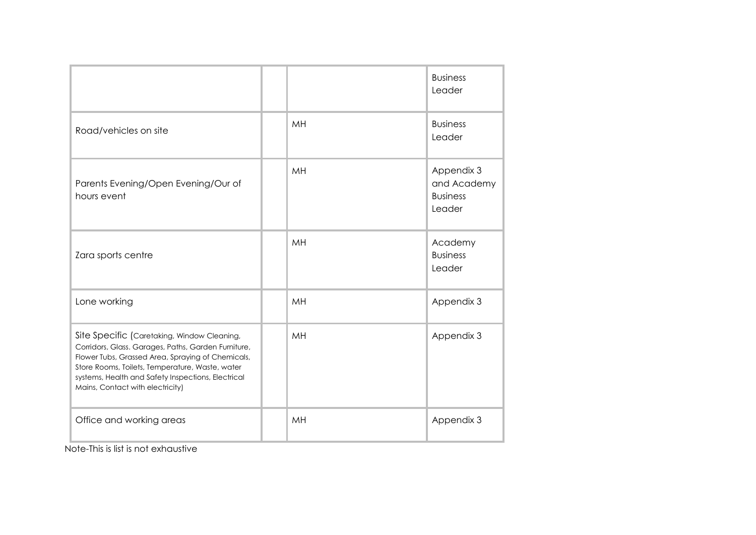| | | | |
|---|---|---|---|
| | | | Business Leader |
| Road/vehicles on site | | MH | Business Leader |
| Parents Evening/Open Evening/Our of hours event | | MH | Appendix 3 and Academy Business Leader |
| Zara sports centre | | MH | Academy Business Leader |
| Lone working | | MH | Appendix 3 |
| Site Specific (Caretaking, Window Cleaning, Corridors, Glass. Garages, Paths, Garden Furniture, Flower Tubs, Grassed Area, Spraying of Chemicals, Store Rooms, Toilets, Temperature, Waste, water systems, Health and Safety Inspections, Electrical Mains, Contact with electricity) | | MH | Appendix 3 |
| Office and working areas | | MH | Appendix 3 |

Note-This is list is not exhaustive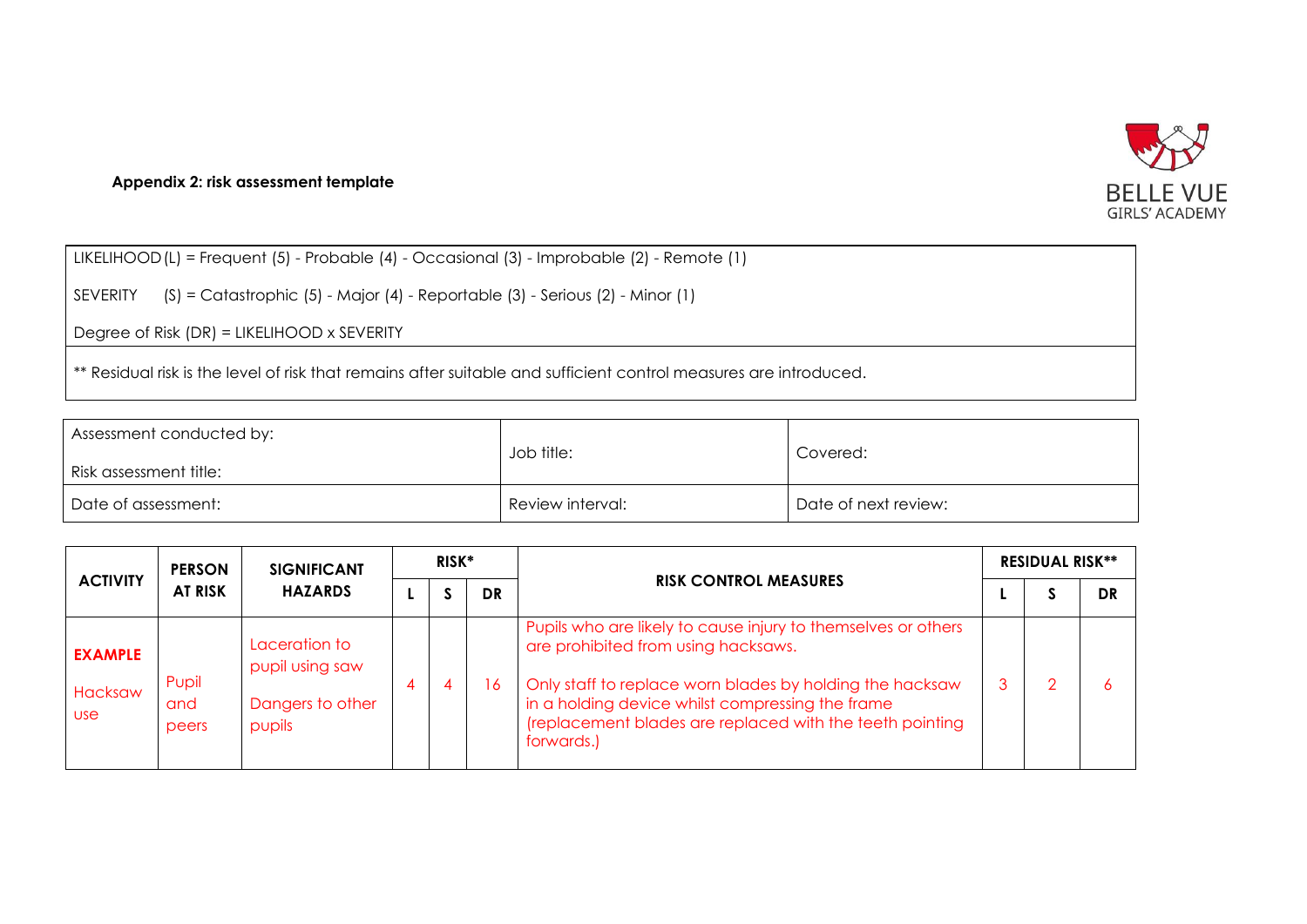**Appendix 2: risk assessment template**

| |
|---|
| LIKELIHOOD (L) = Frequent (5) - Probable (4) - Occasional (3) - Improbable (2) - Remote (1)<br><br>SEVERITY (S) = Catastrophic (5) - Major (4) - Reportable (3) - Serious (2) - Minor (1)<br><br>Degree of Risk (DR) = LIKELIHOOD x SEVERITY |
| ** Residual risk is the level of risk that remains after suitable and sufficient control measures are introduced. |

| Assessment conducted by:<br><br>Risk assessment title: | Job title: | Covered: |
|---|---|---|
| Date of assessment: | Review interval: | Date of next review: |

| ACTIVITY | PERSON AT RISK | SIGNIFICANT HAZARDS | RISK* | | | RISK CONTROL MEASURES | RESIDUAL RISK** | | |
|---|---|---|---|---|---|---|---|---|---|
| | | | L | S | DR | | L | S | DR |
| **EXAMPLE**<br><br>Hacksaw use | Pupil and peers | Laceration to pupil using saw<br><br>Dangers to other pupils | 4 | 4 | 16 | Pupils who are likely to cause injury to themselves or others are prohibited from using hacksaws.<br><br>Only staff to replace worn blades by holding the hacksaw in a holding device whilst compressing the frame (replacement blades are replaced with the teeth pointing forwards.) | 3 | 2 | 6 |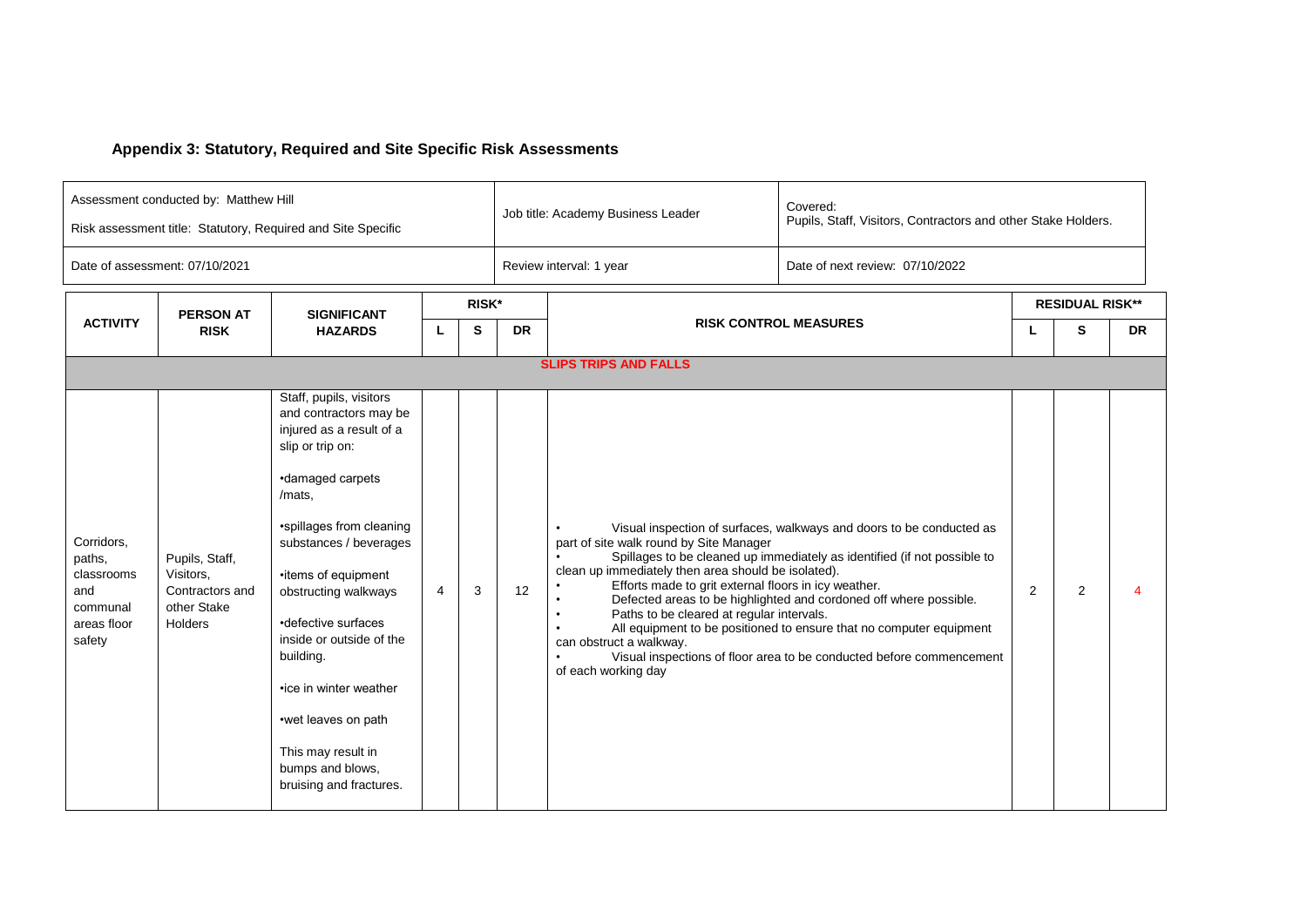### Appendix 3: Statutory, Required and Site Specific Risk Assessments

| Assessment conducted by: Matthew Hill<br>Risk assessment title: Statutory, Required and Site Specific | Job title: Academy Business Leader | Covered:<br>Pupils, Staff, Visitors, Contractors and other Stake Holders. |
|---|---|---|
| Date of assessment: 07/10/2021 | Review interval: 1 year | Date of next review: 07/10/2022 |

| ACTIVITY | PERSON AT RISK | SIGNIFICANT HAZARDS | RISK* | | | RISK CONTROL MEASURES | RESIDUAL RISK** | | |
|---|---|---|---|---|---|---|---|---|---|
| | | | L | S | DR | | L | S | DR |
| | | | | | | **SLIPS TRIPS AND FALLS** | | | |
| Corridors, paths, classrooms and communal areas floor safety | Pupils, Staff, Visitors, Contractors and other Stake Holders | Staff, pupils, visitors and contractors may be injured as a result of a slip or trip on:<br>•damaged carpets /mats,<br>•spillages from cleaning substances / beverages<br>•items of equipment obstructing walkways<br>•defective surfaces inside or outside of the building.<br>•ice in winter weather<br>•wet leaves on path<br>This may result in bumps and blows, bruising and fractures. | 4 | 3 | 12 | • Visual inspection of surfaces, walkways and doors to be conducted as part of site walk round by Site Manager<br>• Spillages to be cleaned up immediately as identified (if not possible to clean up immediately then area should be isolated).<br>• Efforts made to grit external floors in icy weather.<br>• Defected areas to be highlighted and cordoned off where possible.<br>• Paths to be cleared at regular intervals.<br>• All equipment to be positioned to ensure that no computer equipment can obstruct a walkway.<br>• Visual inspections of floor area to be conducted before commencement of each working day | 2 | 2 | 4 |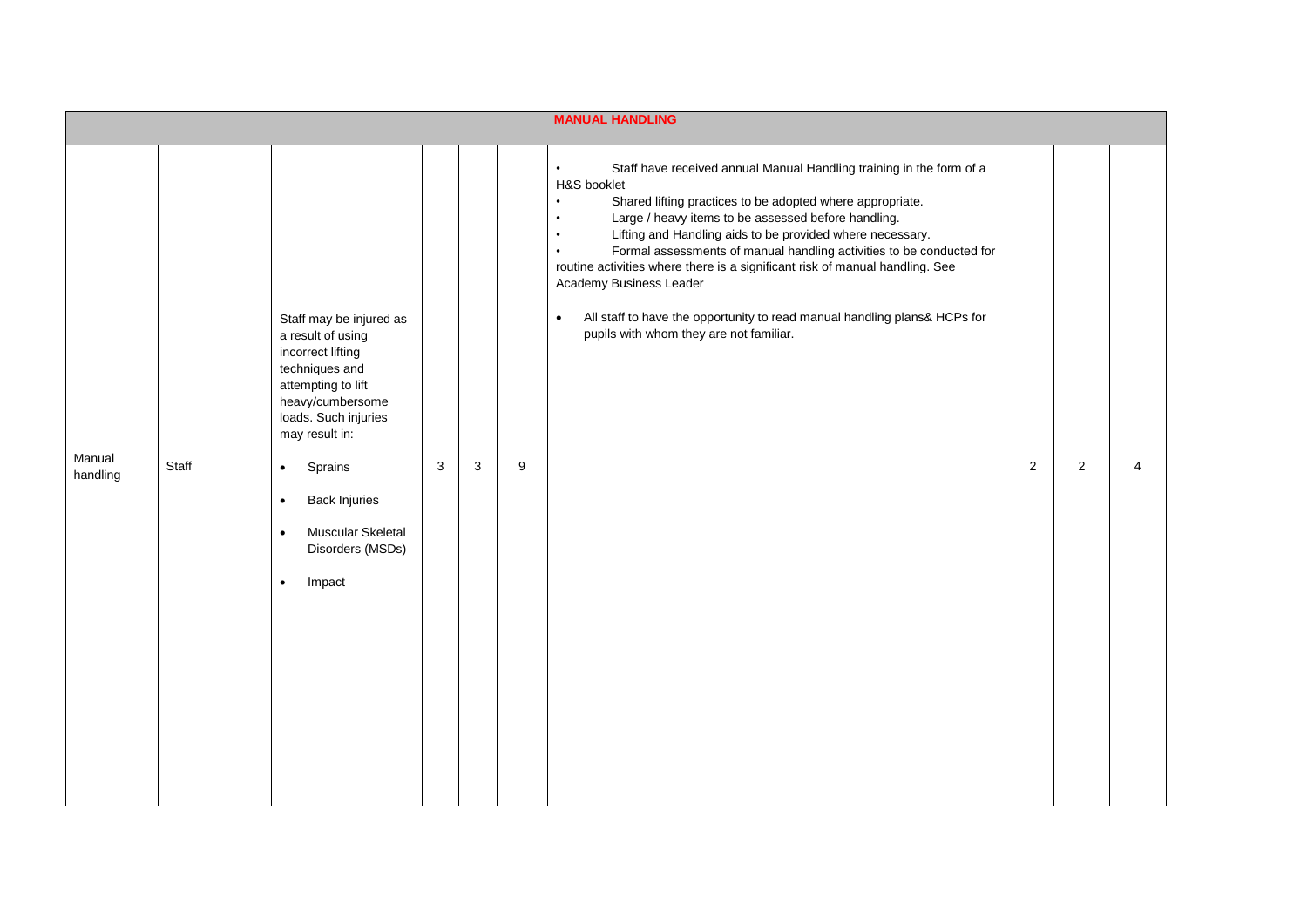| MANUAL HANDLING | | | | | | | | | |
|---|---|---|---|---|---|---|---|---|---|
| Manual handling | Staff | Staff may be injured as a result of using incorrect lifting techniques and attempting to lift heavy/cumbersome loads. Such injuries may result in:<br>• Sprains<br>• Back Injuries<br>• Muscular Skeletal Disorders (MSDs)<br>• Impact | 3 | 3 | 9 | • Staff have received annual Manual Handling training in the form of a H&S booklet<br>• Shared lifting practices to be adopted where appropriate.<br>• Large / heavy items to be assessed before handling.<br>• Lifting and Handling aids to be provided where necessary.<br>• Formal assessments of manual handling activities to be conducted for routine activities where there is a significant risk of manual handling. See Academy Business Leader<br>• All staff to have the opportunity to read manual handling plans& HCPs for pupils with whom they are not familiar. | 2 | 2 | 4 |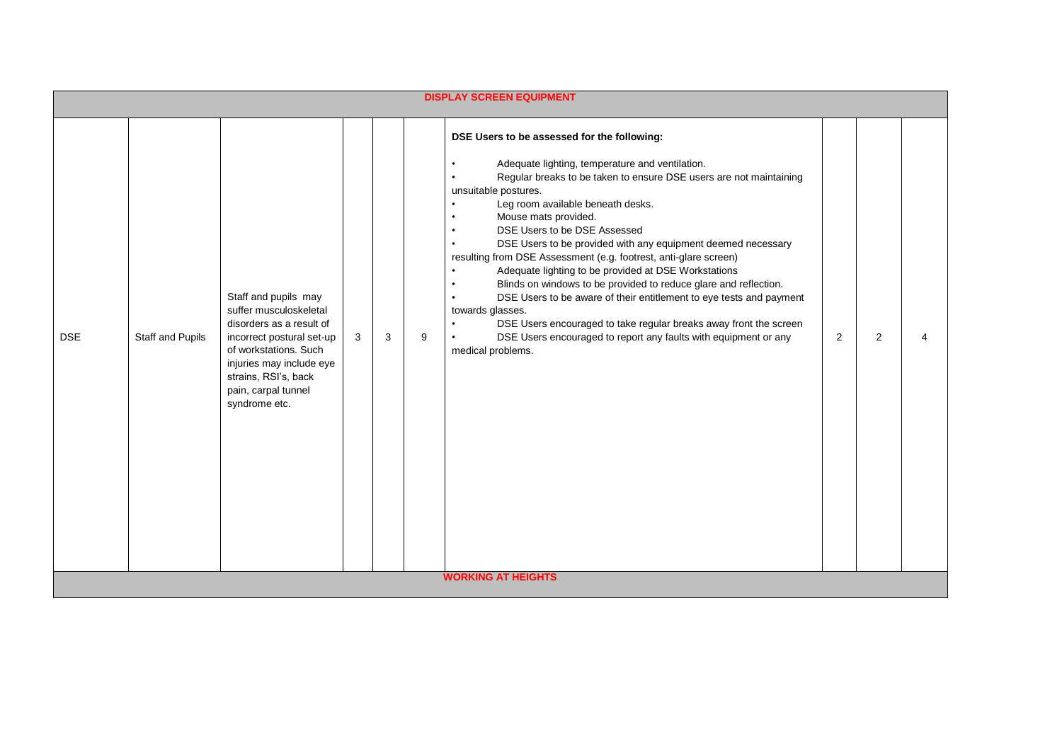| | | | | | | | | | |
|---|---|---|---|---|---|---|---|---|---|
| **DISPLAY SCREEN EQUIPMENT** | | | | | | | | | |
| DSE | Staff and Pupils | Staff and pupils may suffer musculoskeletal disorders as a result of incorrect postural set-up of workstations. Such injuries may include eye strains, RSI's, back pain, carpal tunnel syndrome etc. | 3 | 3 | 9 | **DSE Users to be assessed for the following:**<br>• Adequate lighting, temperature and ventilation.<br>• Regular breaks to be taken to ensure DSE users are not maintaining unsuitable postures.<br>• Leg room available beneath desks.<br>• Mouse mats provided.<br>• DSE Users to be DSE Assessed<br>• DSE Users to be provided with any equipment deemed necessary resulting from DSE Assessment (e.g. footrest, anti-glare screen)<br>• Adequate lighting to be provided at DSE Workstations<br>• Blinds on windows to be provided to reduce glare and reflection.<br>• DSE Users to be aware of their entitlement to eye tests and payment towards glasses.<br>• DSE Users encouraged to take regular breaks away front the screen<br>• DSE Users encouraged to report any faults with equipment or any medical problems. | 2 | 2 | 4 |
| **WORKING AT HEIGHTS** | | | | | | | | | |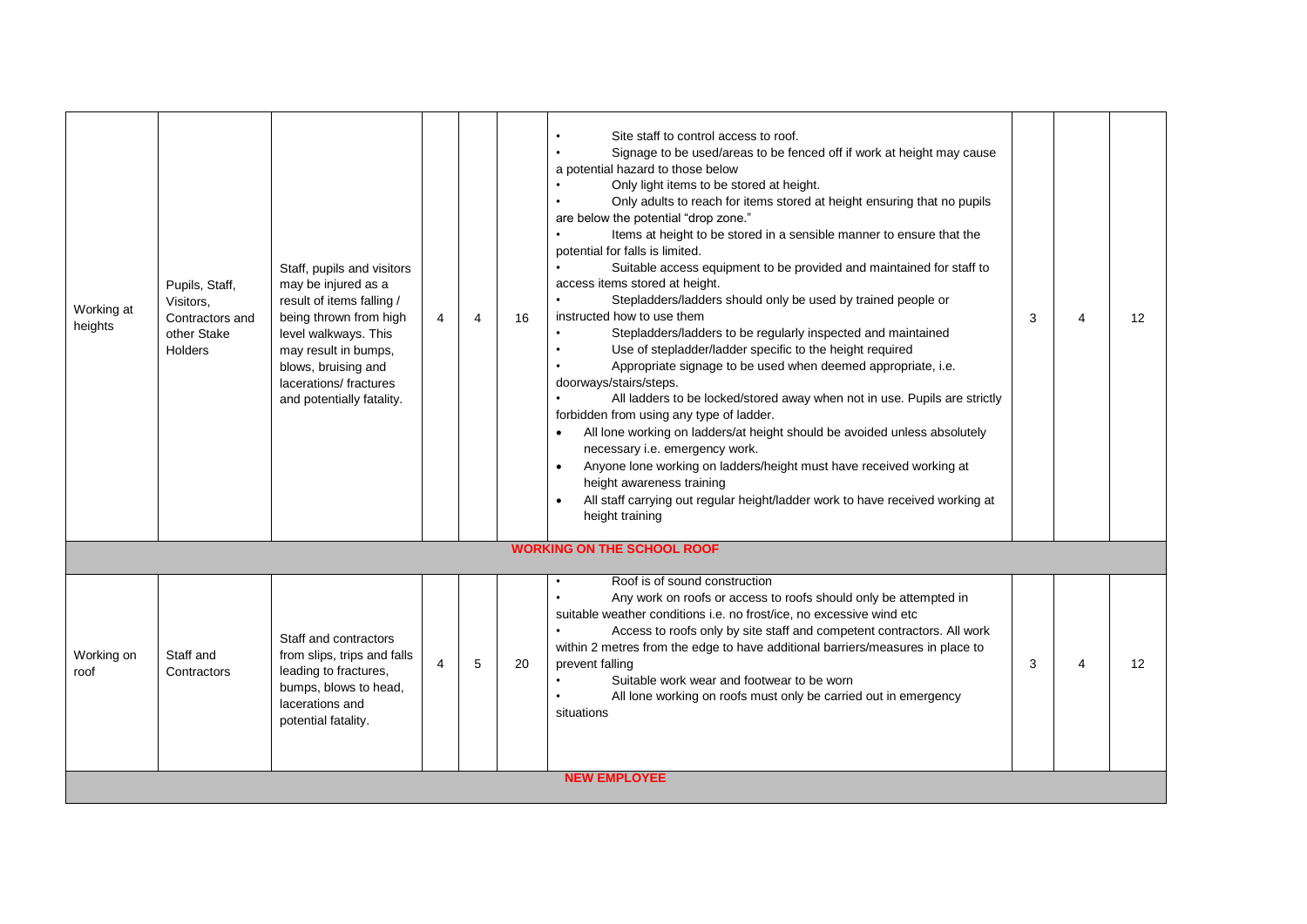| Working at heights | Pupils, Staff, Visitors, Contractors and other Stake Holders | Staff, pupils and visitors may be injured as a result of items falling / being thrown from high level walkways. This may result in bumps, blows, bruising and lacerations/ fractures and potentially fatality. | 4 | 4 | 16 | • Site staff to control access to roof.<br>• Signage to be used/areas to be fenced off if work at height may cause a potential hazard to those below<br>• Only light items to be stored at height.<br>• Only adults to reach for items stored at height ensuring that no pupils are below the potential "drop zone."<br>• Items at height to be stored in a sensible manner to ensure that the potential for falls is limited.<br>• Suitable access equipment to be provided and maintained for staff to access items stored at height.<br>• Stepladders/ladders should only be used by trained people or instructed how to use them<br>• Stepladders/ladders to be regularly inspected and maintained<br>• Use of stepladder/ladder specific to the height required<br>• Appropriate signage to be used when deemed appropriate, i.e. doorways/stairs/steps.<br>• All ladders to be locked/stored away when not in use. Pupils are strictly forbidden from using any type of ladder.<br>• All lone working on ladders/at height should be avoided unless absolutely necessary i.e. emergency work.<br>• Anyone lone working on ladders/height must have received working at height awareness training<br>• All staff carrying out regular height/ladder work to have received working at height training | 3 | 4 | 12 |
|---|---|---|---|---|---|---|---|---|---|
| **WORKING ON THE SCHOOL ROOF** | | | | | | | | | |
| Working on roof | Staff and Contractors | Staff and contractors from slips, trips and falls leading to fractures, bumps, blows to head, lacerations and potential fatality. | 4 | 5 | 20 | • Roof is of sound construction<br>• Any work on roofs or access to roofs should only be attempted in suitable weather conditions i.e. no frost/ice, no excessive wind etc<br>• Access to roofs only by site staff and competent contractors. All work within 2 metres from the edge to have additional barriers/measures in place to prevent falling<br>• Suitable work wear and footwear to be worn<br>• All lone working on roofs must only be carried out in emergency situations | 3 | 4 | 12 |
| **NEW EMPLOYEE** | | | | | | | | | |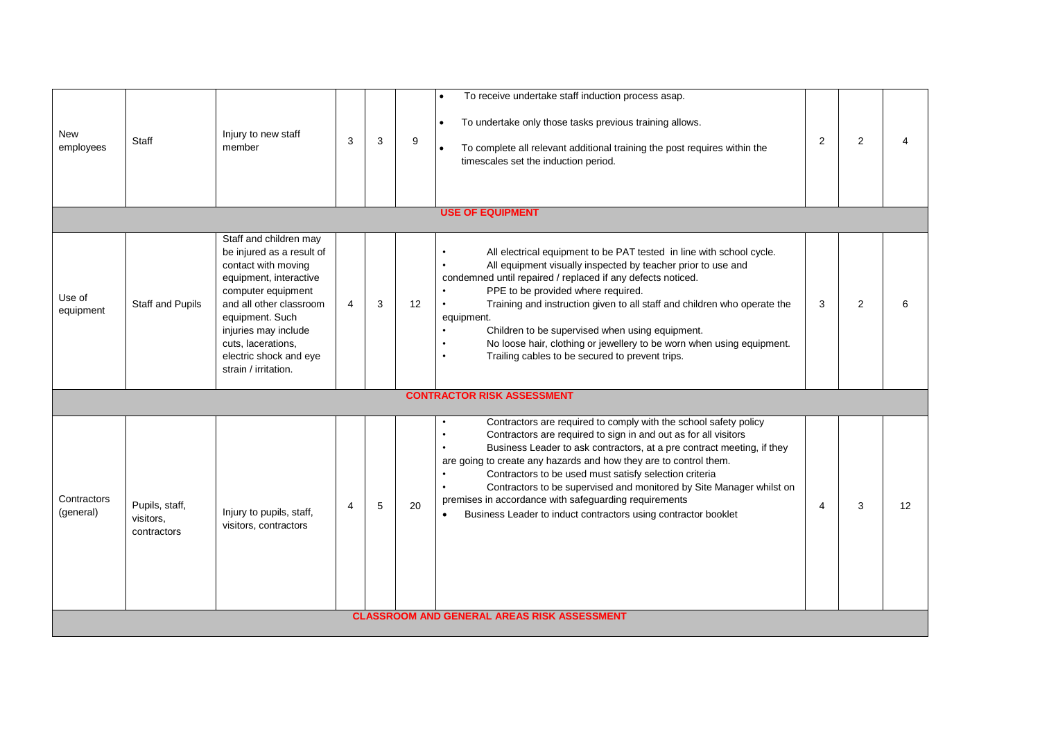| | | | | | | | | | |
|---|---|---|---|---|---|---|---|---|---|
| New employees | Staff | Injury to new staff member | 3 | 3 | 9 | • To receive undertake staff induction process asap.<br>• To undertake only those tasks previous training allows.<br>• To complete all relevant additional training the post requires within the timescales set the induction period. | 2 | 2 | 4 |
| | | | | | | **USE OF EQUIPMENT** | | | |
| Use of equipment | Staff and Pupils | Staff and children may be injured as a result of contact with moving equipment, interactive computer equipment and all other classroom equipment. Such injuries may include cuts, lacerations, electric shock and eye strain / irritation. | 4 | 3 | 12 | • All electrical equipment to be PAT tested in line with school cycle.<br>• All equipment visually inspected by teacher prior to use and condemned until repaired / replaced if any defects noticed.<br>• PPE to be provided where required.<br>• Training and instruction given to all staff and children who operate the equipment.<br>• Children to be supervised when using equipment.<br>• No loose hair, clothing or jewellery to be worn when using equipment.<br>• Trailing cables to be secured to prevent trips. | 3 | 2 | 6 |
| | | | | | | **CONTRACTOR RISK ASSESSMENT** | | | |
| Contractors (general) | Pupils, staff, visitors, contractors | Injury to pupils, staff, visitors, contractors | 4 | 5 | 20 | • Contractors are required to comply with the school safety policy<br>• Contractors are required to sign in and out as for all visitors<br>• Business Leader to ask contractors, at a pre contract meeting, if they are going to create any hazards and how they are to control them.<br>• Contractors to be used must satisfy selection criteria<br>• Contractors to be supervised and monitored by Site Manager whilst on premises in accordance with safeguarding requirements<br>• Business Leader to induct contractors using contractor booklet | 4 | 3 | 12 |
| | | | | | | **CLASSROOM AND GENERAL AREAS RISK ASSESSMENT** | | | |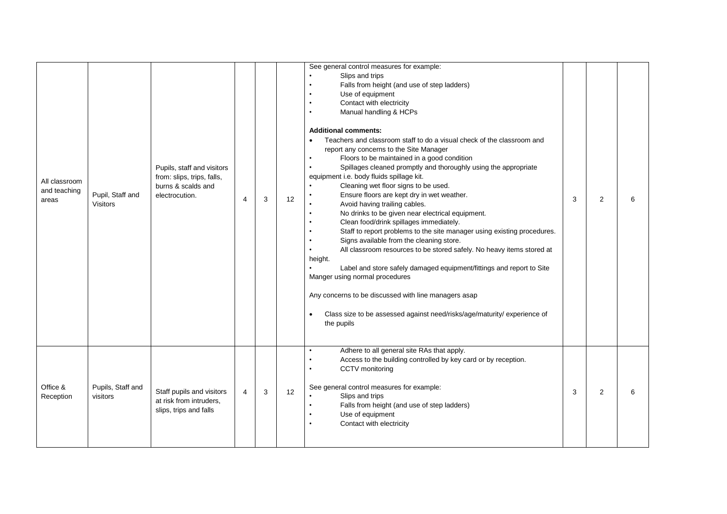| All classroom and teaching areas | Pupil, Staff and Visitors | Pupils, staff and visitors from: slips, trips, falls, burns & scalds and electrocution. | 4 | 3 | 12 | See general control measures for example:<br>• Slips and trips<br>• Falls from height (and use of step ladders)<br>• Use of equipment<br>• Contact with electricity<br>• Manual handling & HCPs<br><br>**Additional comments:**<br>• Teachers and classroom staff to do a visual check of the classroom and report any concerns to the Site Manager<br>• Floors to be maintained in a good condition<br>• Spillages cleaned promptly and thoroughly using the appropriate equipment i.e. body fluids spillage kit.<br>• Cleaning wet floor signs to be used.<br>• Ensure floors are kept dry in wet weather.<br>• Avoid having trailing cables.<br>• No drinks to be given near electrical equipment.<br>• Clean food/drink spillages immediately.<br>• Staff to report problems to the site manager using existing procedures.<br>• Signs available from the cleaning store.<br>• All classroom resources to be stored safely. No heavy items stored at height.<br>• Label and store safely damaged equipment/fittings and report to Site Manger using normal procedures<br><br>Any concerns to be discussed with line managers asap<br><br>• Class size to be assessed against need/risks/age/maturity/ experience of the pupils | 3 | 2 | 6 |
|---|---|---|---|---|---|---|---|---|---|
| Office & Reception | Pupils, Staff and visitors | Staff pupils and visitors at risk from intruders, slips, trips and falls | 4 | 3 | 12 | • Adhere to all general site RAs that apply.<br>• Access to the building controlled by key card or by reception.<br>• CCTV monitoring<br><br>See general control measures for example:<br>• Slips and trips<br>• Falls from height (and use of step ladders)<br>• Use of equipment<br>• Contact with electricity | 3 | 2 | 6 |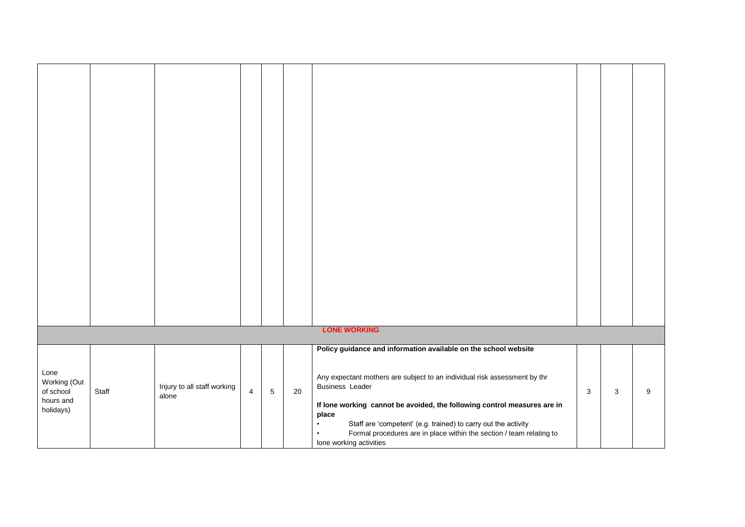| | | | | | | | | | |
|---|---|---|---|---|---|---|---|---|---|
| | | | | | | | | | |
| **LONE WORKING** | | | | | | | | | |
| Lone Working (Out of school hours and holidays) | Staff | Injury to all staff working alone | 4 | 5 | 20 | **Policy guidance and information available on the school website**<br><br>Any expectant mothers are subject to an individual risk assessment by thr Business Leader<br><br>**If lone working cannot be avoided, the following control measures are in place**<br>• Staff are 'competent' (e.g. trained) to carry out the activity<br>• Formal procedures are in place within the section / team relating to lone working activities | 3 | 3 | 9 |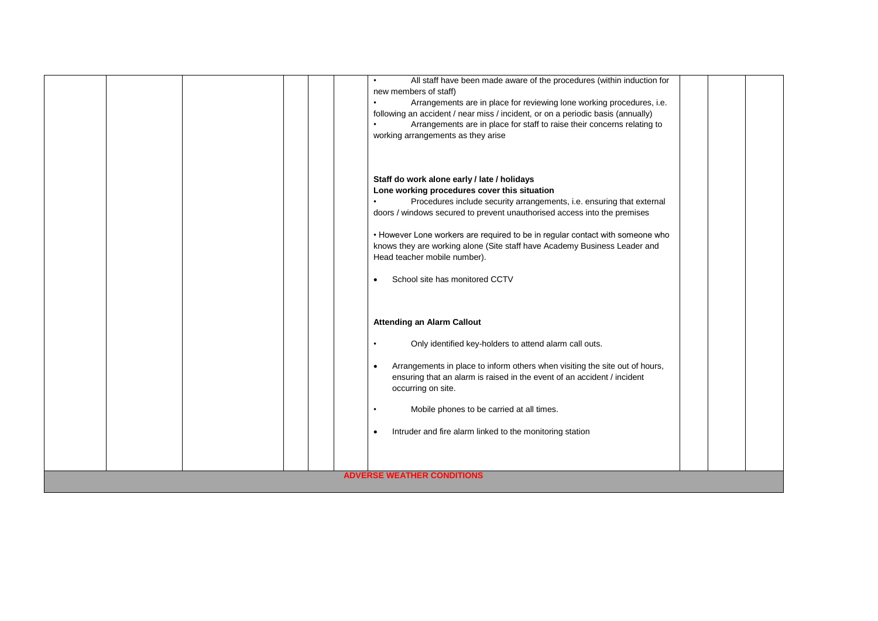| | | | | | | | | |
|---|---|---|---|---|---|---|---|---|
| | | | | | • All staff have been made aware of the procedures (within induction for new members of staff)<br>• Arrangements are in place for reviewing lone working procedures, i.e. following an accident / near miss / incident, or on a periodic basis (annually)<br>• Arrangements are in place for staff to raise their concerns relating to working arrangements as they arise<br><br>**Staff do work alone early / late / holidays**<br>**Lone working procedures cover this situation**<br>• Procedures include security arrangements, i.e. ensuring that external doors / windows secured to prevent unauthorised access into the premises<br><br>• However Lone workers are required to be in regular contact with someone who knows they are working alone (Site staff have Academy Business Leader and Head teacher mobile number).<br><br>• School site has monitored CCTV<br><br>**Attending an Alarm Callout**<br><br>• Only identified key-holders to attend alarm call outs.<br><br>• Arrangements in place to inform others when visiting the site out of hours, ensuring that an alarm is raised in the event of an accident / incident occurring on site.<br><br>• Mobile phones to be carried at all times.<br><br>• Intruder and fire alarm linked to the monitoring station | | | |
| **ADVERSE WEATHER CONDITIONS** | | | | | | | | |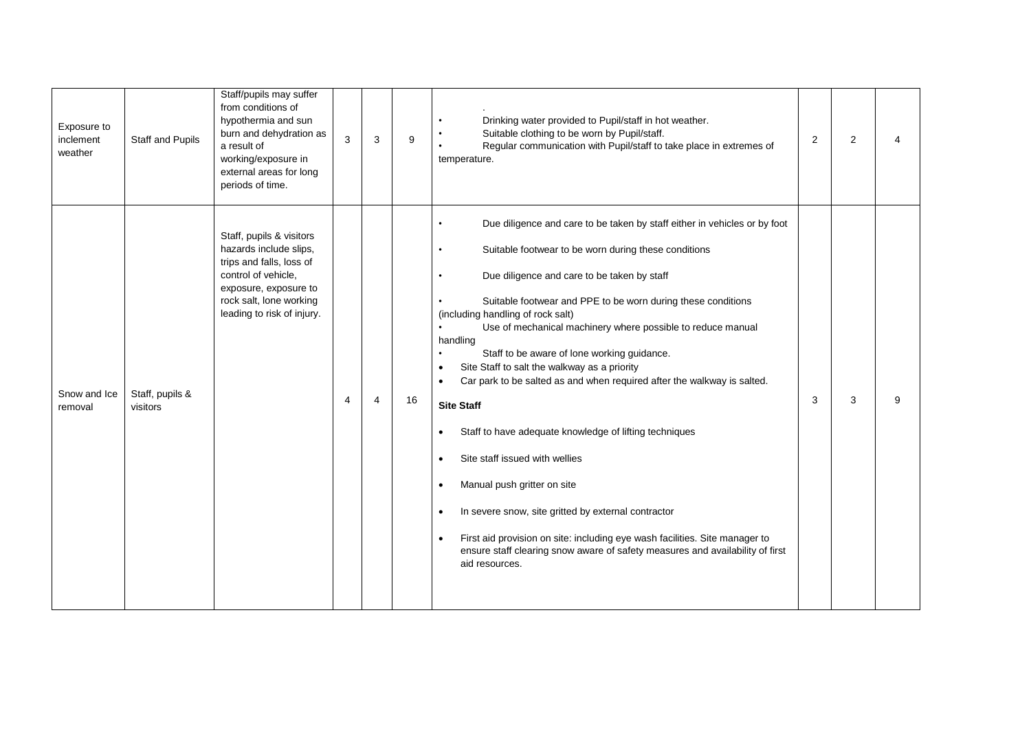| Exposure to inclement weather | Staff and Pupils | Staff/pupils may suffer from conditions of hypothermia and sun burn and dehydration as a result of working/exposure in external areas for long periods of time. | 3 | 3 | 9 | . <br>• Drinking water provided to Pupil/staff in hot weather. <br>• Suitable clothing to be worn by Pupil/staff. <br>• Regular communication with Pupil/staff to take place in extremes of temperature. | 2 | 2 | 4 |
|---|---|---|---|---|---|---|---|---|---|
| Snow and Ice removal | Staff, pupils & visitors | Staff, pupils & visitors hazards include slips, trips and falls, loss of control of vehicle, exposure, exposure to rock salt, lone working leading to risk of injury. | 4 | 4 | 16 | • Due diligence and care to be taken by staff either in vehicles or by foot <br>• Suitable footwear to be worn during these conditions <br>• Due diligence and care to be taken by staff <br>• Suitable footwear and PPE to be worn during these conditions (including handling of rock salt) <br>• Use of mechanical machinery where possible to reduce manual handling <br>• Staff to be aware of lone working guidance. <br>• Site Staff to salt the walkway as a priority <br>• Car park to be salted as and when required after the walkway is salted. <br>**Site Staff** <br>• Staff to have adequate knowledge of lifting techniques <br>• Site staff issued with wellies <br>• Manual push gritter on site <br>• In severe snow, site gritted by external contractor <br>• First aid provision on site: including eye wash facilities. Site manager to ensure staff clearing snow aware of safety measures and availability of first aid resources. | 3 | 3 | 9 |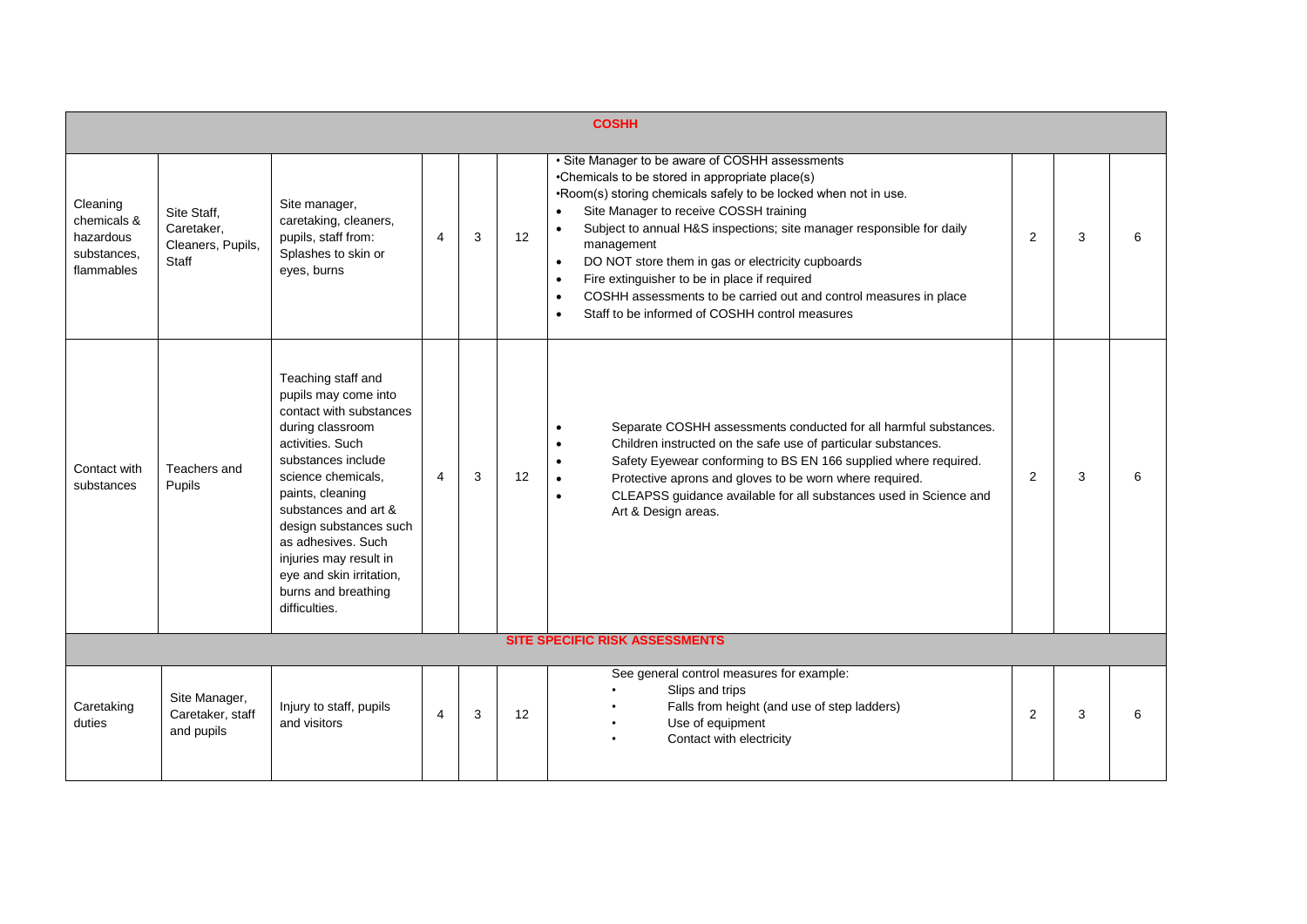| | | | | | | | | | |
|---|---|---|---|---|---|---|---|---|---|
| **COSHH** | | | | | | | | | |
| Cleaning chemicals & hazardous substances, flammables | Site Staff, Caretaker, Cleaners, Pupils, Staff | Site manager, caretaking, cleaners, pupils, staff from: Splashes to skin or eyes, burns | 4 | 3 | 12 | • Site Manager to be aware of COSHH assessments<br>•Chemicals to be stored in appropriate place(s)<br>•Room(s) storing chemicals safely to be locked when not in use.<br>• Site Manager to receive COSSH training<br>• Subject to annual H&S inspections; site manager responsible for daily management<br>• DO NOT store them in gas or electricity cupboards<br>• Fire extinguisher to be in place if required<br>• COSHH assessments to be carried out and control measures in place<br>• Staff to be informed of COSHH control measures | 2 | 3 | 6 |
| Contact with substances | Teachers and Pupils | Teaching staff and pupils may come into contact with substances during classroom activities. Such substances include science chemicals, paints, cleaning substances and art & design substances such as adhesives. Such injuries may result in eye and skin irritation, burns and breathing difficulties. | 4 | 3 | 12 | • Separate COSHH assessments conducted for all harmful substances.<br>• Children instructed on the safe use of particular substances.<br>• Safety Eyewear conforming to BS EN 166 supplied where required.<br>• Protective aprons and gloves to be worn where required.<br>• CLEAPSS guidance available for all substances used in Science and Art & Design areas. | 2 | 3 | 6 |
| **SITE SPECIFIC RISK ASSESSMENTS** | | | | | | | | | |
| Caretaking duties | Site Manager, Caretaker, staff and pupils | Injury to staff, pupils and visitors | 4 | 3 | 12 | See general control measures for example:<br>• Slips and trips<br>• Falls from height (and use of step ladders)<br>• Use of equipment<br>• Contact with electricity | 2 | 3 | 6 |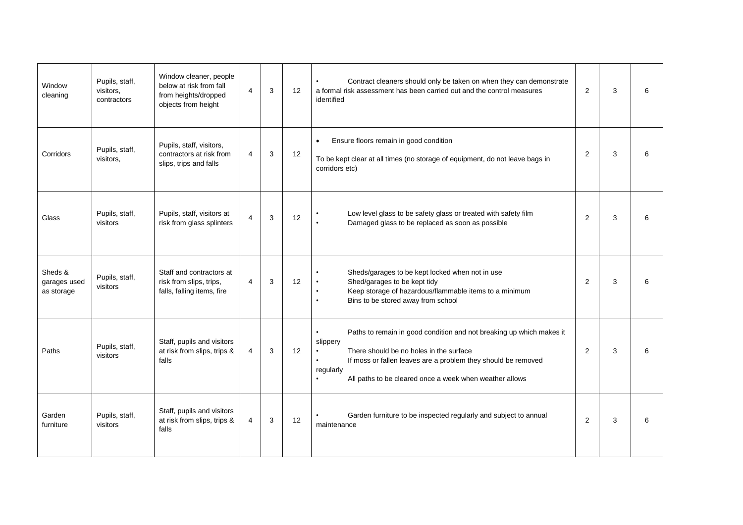| Window cleaning | Pupils, staff, visitors, contractors | Window cleaner, people below at risk from fall from heights/dropped objects from height | 4 | 3 | 12 | • Contract cleaners should only be taken on when they can demonstrate a formal risk assessment has been carried out and the control measures identified | 2 | 3 | 6 |
|---|---|---|---|---|---|---|---|---|---|
| Corridors | Pupils, staff, visitors, | Pupils, staff, visitors, contractors at risk from slips, trips and falls | 4 | 3 | 12 | • Ensure floors remain in good condition<br><br>To be kept clear at all times (no storage of equipment, do not leave bags in corridors etc) | 2 | 3 | 6 |
| Glass | Pupils, staff, visitors | Pupils, staff, visitors at risk from glass splinters | 4 | 3 | 12 | • Low level glass to be safety glass or treated with safety film<br>• Damaged glass to be replaced as soon as possible | 2 | 3 | 6 |
| Sheds & garages used as storage | Pupils, staff, visitors | Staff and contractors at risk from slips, trips, falls, falling items, fire | 4 | 3 | 12 | • Sheds/garages to be kept locked when not in use<br>• Shed/garages to be kept tidy<br>• Keep storage of hazardous/flammable items to a minimum<br>• Bins to be stored away from school | 2 | 3 | 6 |
| Paths | Pupils, staff, visitors | Staff, pupils and visitors at risk from slips, trips & falls | 4 | 3 | 12 | • Paths to remain in good condition and not breaking up which makes it slippery<br>• There should be no holes in the surface<br>• If moss or fallen leaves are a problem they should be removed regularly<br>• All paths to be cleared once a week when weather allows | 2 | 3 | 6 |
| Garden furniture | Pupils, staff, visitors | Staff, pupils and visitors at risk from slips, trips & falls | 4 | 3 | 12 | • Garden furniture to be inspected regularly and subject to annual maintenance | 2 | 3 | 6 |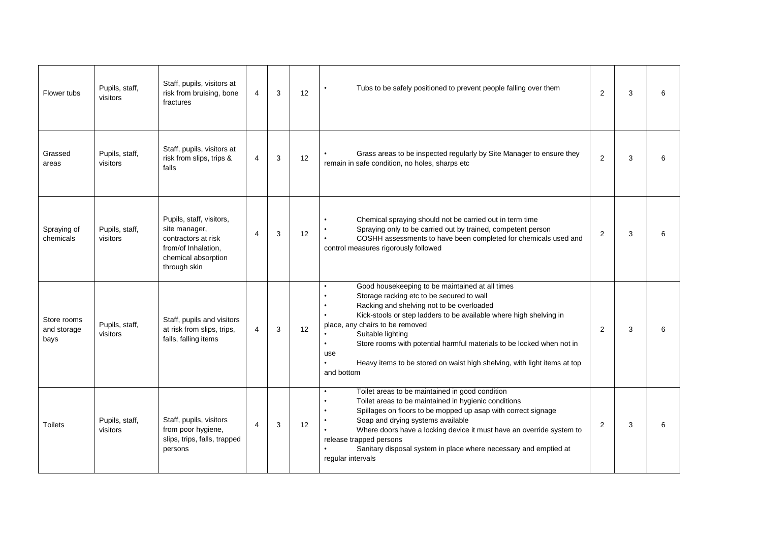| Flower tubs | Pupils, staff, visitors | Staff, pupils, visitors at risk from bruising, bone fractures | 4 | 3 | 12 | • Tubs to be safely positioned to prevent people falling over them | 2 | 3 | 6 |
|---|---|---|---|---|---|---|---|---|---|
| Grassed areas | Pupils, staff, visitors | Staff, pupils, visitors at risk from slips, trips & falls | 4 | 3 | 12 | • Grass areas to be inspected regularly by Site Manager to ensure they remain in safe condition, no holes, sharps etc | 2 | 3 | 6 |
| Spraying of chemicals | Pupils, staff, visitors | Pupils, staff, visitors, site manager, contractors at risk from/of Inhalation, chemical absorption through skin | 4 | 3 | 12 | • Chemical spraying should not be carried out in term time<br>• Spraying only to be carried out by trained, competent person<br>• COSHH assessments to have been completed for chemicals used and control measures rigorously followed | 2 | 3 | 6 |
| Store rooms and storage bays | Pupils, staff, visitors | Staff, pupils and visitors at risk from slips, trips, falls, falling items | 4 | 3 | 12 | • Good housekeeping to be maintained at all times<br>• Storage racking etc to be secured to wall<br>• Racking and shelving not to be overloaded<br>• Kick-stools or step ladders to be available where high shelving in place, any chairs to be removed<br>• Suitable lighting<br>• Store rooms with potential harmful materials to be locked when not in use<br>• Heavy items to be stored on waist high shelving, with light items at top and bottom | 2 | 3 | 6 |
| Toilets | Pupils, staff, visitors | Staff, pupils, visitors from poor hygiene, slips, trips, falls, trapped persons | 4 | 3 | 12 | • Toilet areas to be maintained in good condition<br>• Toilet areas to be maintained in hygienic conditions<br>• Spillages on floors to be mopped up asap with correct signage<br>• Soap and drying systems available<br>• Where doors have a locking device it must have an override system to release trapped persons<br>• Sanitary disposal system in place where necessary and emptied at regular intervals | 2 | 3 | 6 |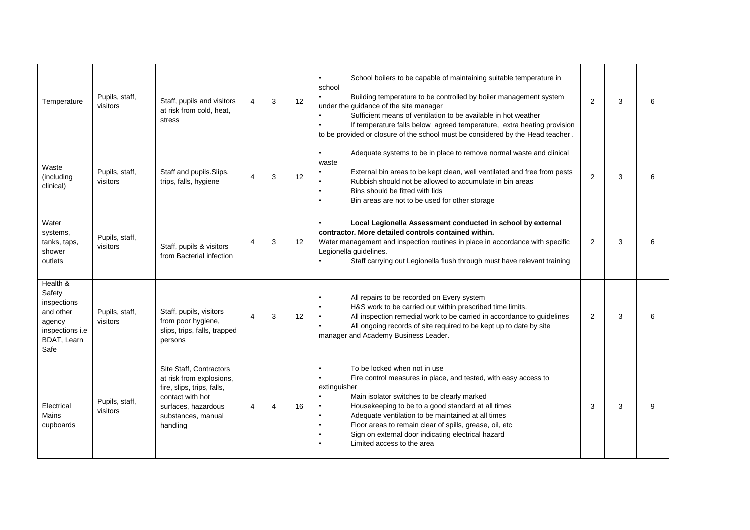| Temperature | Pupils, staff, visitors | Staff, pupils and visitors at risk from cold, heat, stress | 4 | 3 | 12 | • School boilers to be capable of maintaining suitable temperature in school<br>• Building temperature to be controlled by boiler management system under the guidance of the site manager<br>• Sufficient means of ventilation to be available in hot weather<br>• If temperature falls below agreed temperature, extra heating provision to be provided or closure of the school must be considered by the Head teacher . | 2 | 3 | 6 |
|---|---|---|---|---|---|---|---|---|---|
| Waste (including clinical) | Pupils, staff, visitors | Staff and pupils.Slips, trips, falls, hygiene | 4 | 3 | 12 | • Adequate systems to be in place to remove normal waste and clinical waste<br>• External bin areas to be kept clean, well ventilated and free from pests<br>• Rubbish should not be allowed to accumulate in bin areas<br>• Bins should be fitted with lids<br>• Bin areas are not to be used for other storage | 2 | 3 | 6 |
| Water systems, tanks, taps, shower outlets | Pupils, staff, visitors | Staff, pupils & visitors from Bacterial infection | 4 | 3 | 12 | • **Local Legionella Assessment conducted in school by external contractor. More detailed controls contained within.**<br>Water management and inspection routines in place in accordance with specific Legionella guidelines.<br>• Staff carrying out Legionella flush through must have relevant training | 2 | 3 | 6 |
| Health & Safety inspections and other agency inspections i.e BDAT, Learn Safe | Pupils, staff, visitors | Staff, pupils, visitors from poor hygiene, slips, trips, falls, trapped persons | 4 | 3 | 12 | • All repairs to be recorded on Every system<br>• H&S work to be carried out within prescribed time limits.<br>• All inspection remedial work to be carried in accordance to guidelines<br>• All ongoing records of site required to be kept up to date by site manager and Academy Business Leader. | 2 | 3 | 6 |
| Electrical Mains cupboards | Pupils, staff, visitors | Site Staff, Contractors at risk from explosions, fire, slips, trips, falls, contact with hot surfaces, hazardous substances, manual handling | 4 | 4 | 16 | • To be locked when not in use<br>• Fire control measures in place, and tested, with easy access to extinguisher<br>• Main isolator switches to be clearly marked<br>• Housekeeping to be to a good standard at all times<br>• Adequate ventilation to be maintained at all times<br>• Floor areas to remain clear of spills, grease, oil, etc<br>• Sign on external door indicating electrical hazard<br>• Limited access to the area | 3 | 3 | 9 |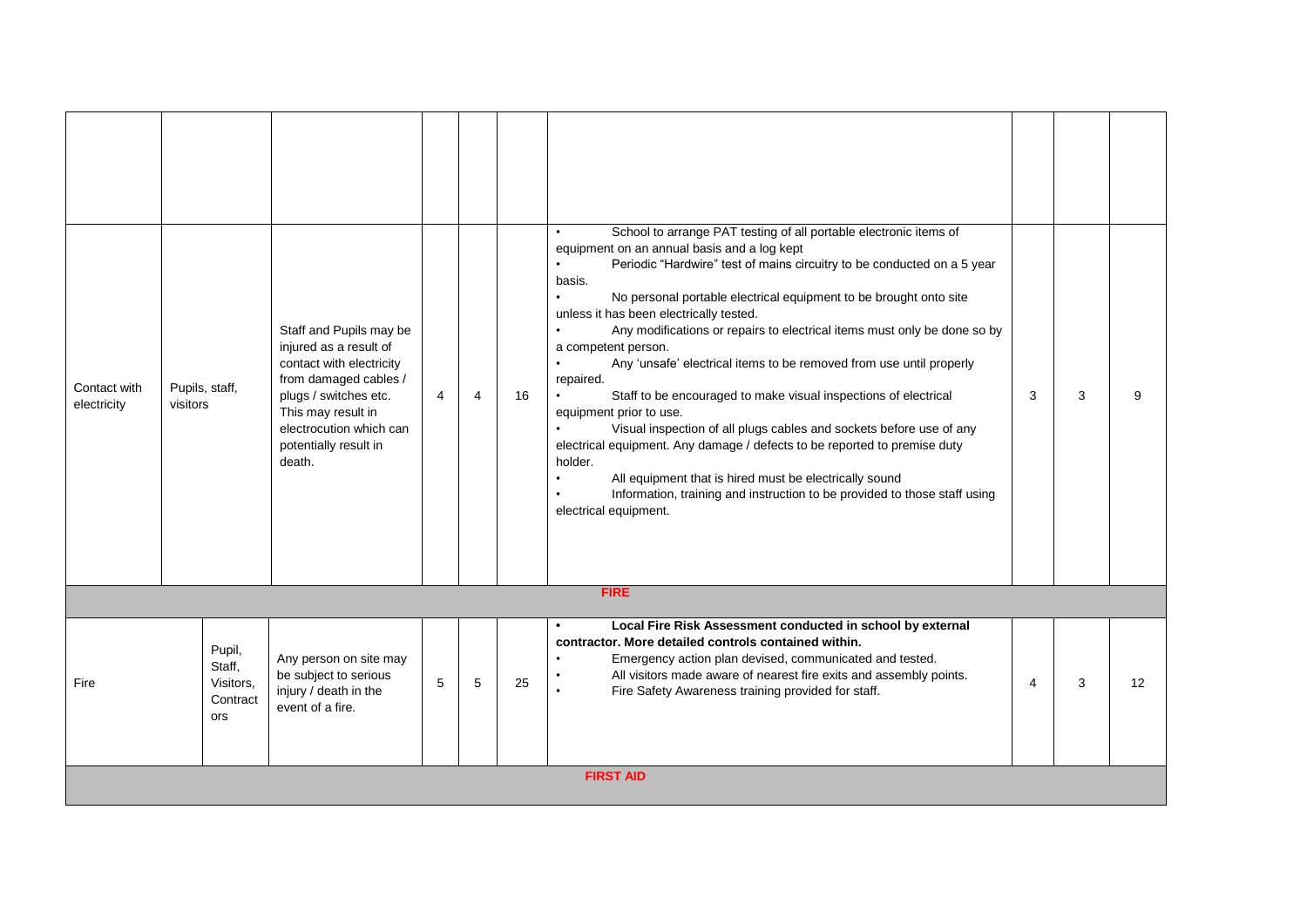| | | | | | | | | | |
|---|---|---|---|---|---|---|---|---|---|
| | | | | | | | | | |
| Contact with electricity | Pupils, staff, visitors | Staff and Pupils may be injured as a result of contact with electricity from damaged cables / plugs / switches etc. This may result in electrocution which can potentially result in death. | 4 | 4 | 16 | • School to arrange PAT testing of all portable electronic items of equipment on an annual basis and a log kept<br>• Periodic "Hardwire" test of mains circuitry to be conducted on a 5 year basis.<br>• No personal portable electrical equipment to be brought onto site unless it has been electrically tested.<br>• Any modifications or repairs to electrical items must only be done so by a competent person.<br>• Any 'unsafe' electrical items to be removed from use until properly repaired.<br>• Staff to be encouraged to make visual inspections of electrical equipment prior to use.<br>• Visual inspection of all plugs cables and sockets before use of any electrical equipment. Any damage / defects to be reported to premise duty holder.<br>• All equipment that is hired must be electrically sound<br>• Information, training and instruction to be provided to those staff using electrical equipment. | 3 | 3 | 9 |
| | | | | | | **FIRE** | | | |
| Fire | Pupil, Staff, Visitors, Contractors | Any person on site may be subject to serious injury / death in the event of a fire. | 5 | 5 | 25 | • **Local Fire Risk Assessment conducted in school by external contractor. More detailed controls contained within.**<br>• Emergency action plan devised, communicated and tested.<br>• All visitors made aware of nearest fire exits and assembly points.<br>• Fire Safety Awareness training provided for staff. | 4 | 3 | 12 |
| | | | | | | **FIRST AID** | | | |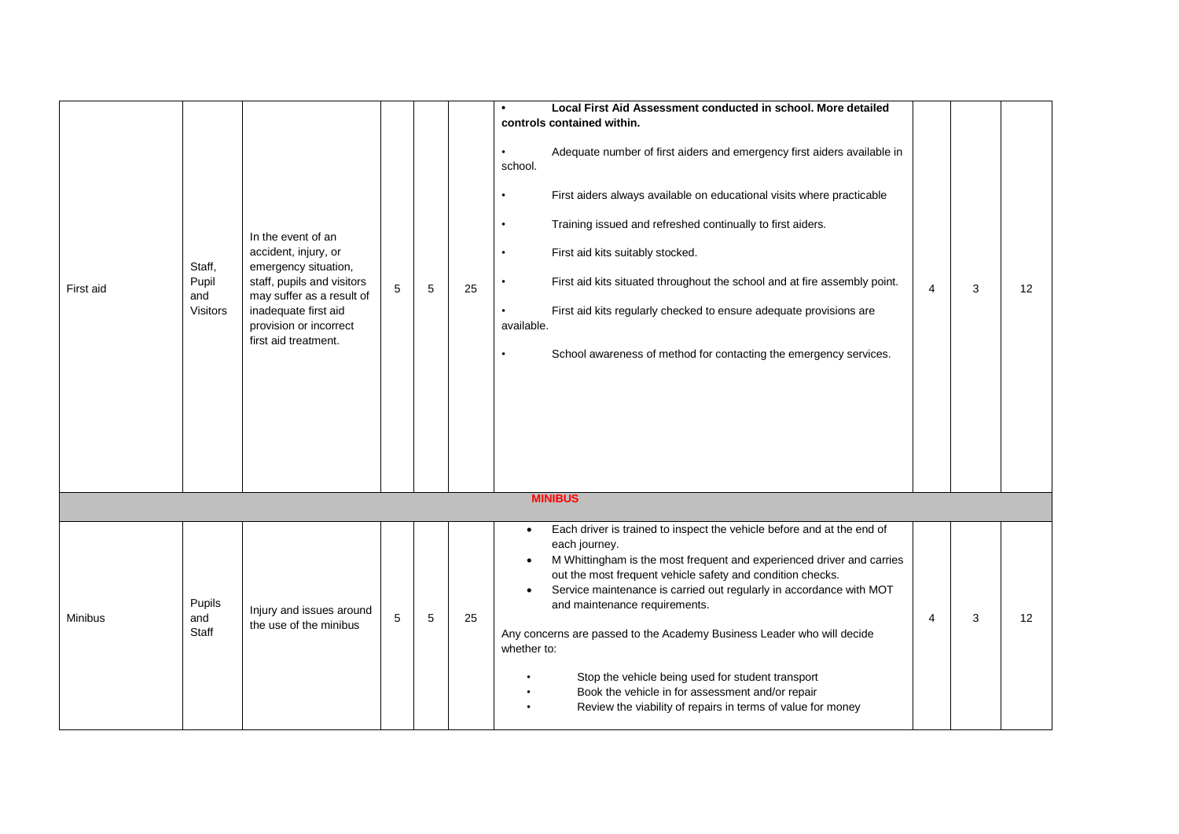| | | | | | | | | | |
|---|---|---|---|---|---|---|---|---|---|
| First aid | Staff, Pupil and Visitors | In the event of an accident, injury, or emergency situation, staff, pupils and visitors may suffer as a result of inadequate first aid provision or incorrect first aid treatment. | 5 | 5 | 25 | • **Local First Aid Assessment conducted in school. More detailed controls contained within.**<br>• Adequate number of first aiders and emergency first aiders available in school.<br>• First aiders always available on educational visits where practicable<br>• Training issued and refreshed continually to first aiders.<br>• First aid kits suitably stocked.<br>• First aid kits situated throughout the school and at fire assembly point.<br>• First aid kits regularly checked to ensure adequate provisions are available.<br>• School awareness of method for contacting the emergency services. | 4 | 3 | 12 |
| **MINIBUS** | | | | | | | | | |
| Minibus | Pupils and Staff | Injury and issues around the use of the minibus | 5 | 5 | 25 | • Each driver is trained to inspect the vehicle before and at the end of each journey.<br>• M Whittingham is the most frequent and experienced driver and carries out the most frequent vehicle safety and condition checks.<br>• Service maintenance is carried out regularly in accordance with MOT and maintenance requirements.<br><br>Any concerns are passed to the Academy Business Leader who will decide whether to:<br><br>• Stop the vehicle being used for student transport<br>• Book the vehicle in for assessment and/or repair<br>• Review the viability of repairs in terms of value for money | 4 | 3 | 12 |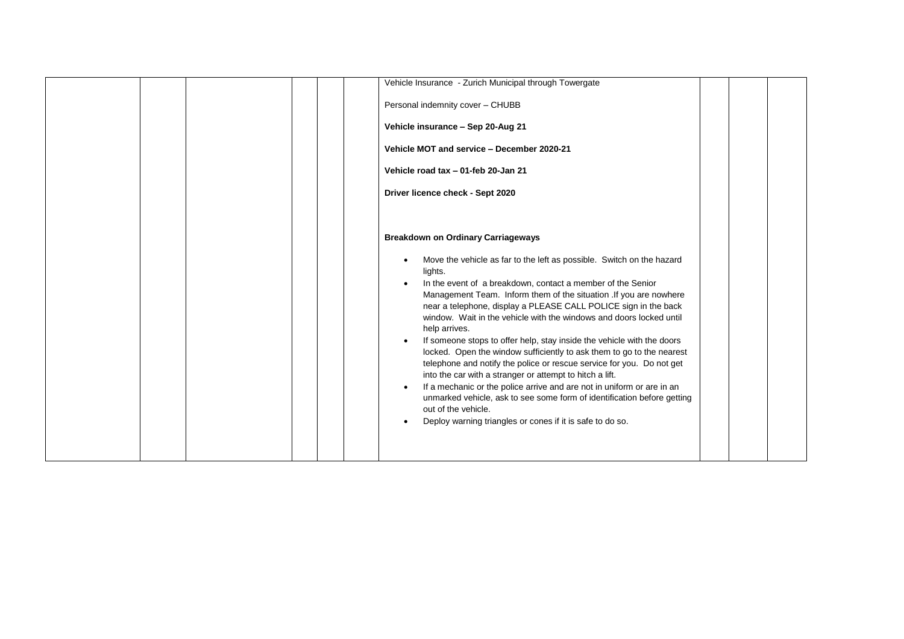| | | | | | | | | | |
|---|---|---|---|---|---|---|---|---|---|
| | | | | | | Vehicle Insurance - Zurich Municipal through Towergate<br><br>Personal indemnity cover – CHUBB<br><br>**Vehicle insurance – Sep 20-Aug 21**<br><br>**Vehicle MOT and service – December 2020-21**<br><br>**Vehicle road tax – 01-feb 20-Jan 21**<br><br>**Driver licence check - Sept 2020**<br><br>**Breakdown on Ordinary Carriageways**<br><br>• Move the vehicle as far to the left as possible. Switch on the hazard lights.<br>• In the event of a breakdown, contact a member of the Senior Management Team. Inform them of the situation .If you are nowhere near a telephone, display a PLEASE CALL POLICE sign in the back window. Wait in the vehicle with the windows and doors locked until help arrives.<br>• If someone stops to offer help, stay inside the vehicle with the doors locked. Open the window sufficiently to ask them to go to the nearest telephone and notify the police or rescue service for you. Do not get into the car with a stranger or attempt to hitch a lift.<br>• If a mechanic or the police arrive and are not in uniform or are in an unmarked vehicle, ask to see some form of identification before getting out of the vehicle.<br>• Deploy warning triangles or cones if it is safe to do so. | | | |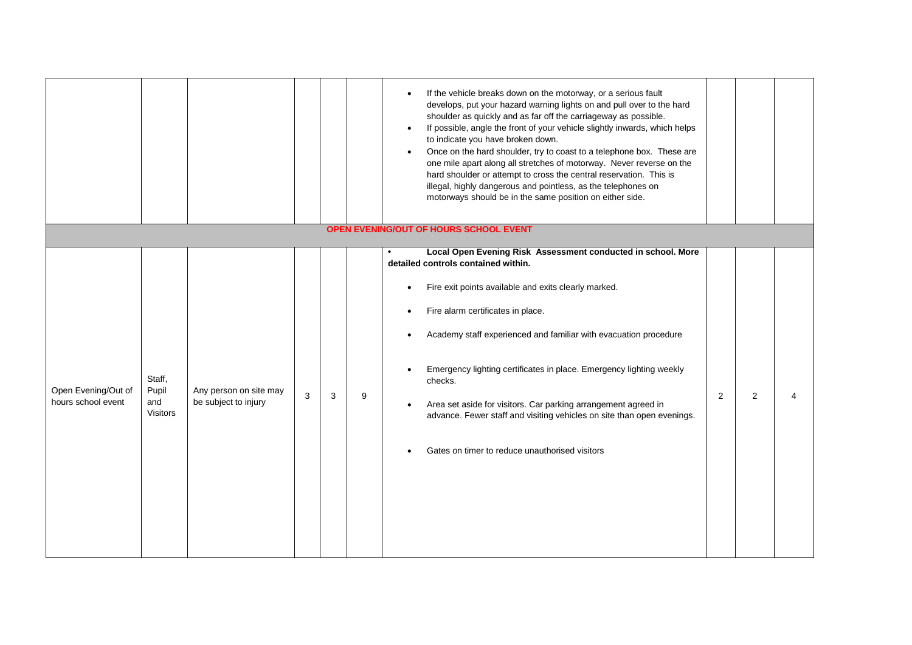| | | | | | | | | | |
|---|---|---|---|---|---|---|---|---|---|
| | | | | | | • If the vehicle breaks down on the motorway, or a serious fault develops, put your hazard warning lights on and pull over to the hard shoulder as quickly and as far off the carriageway as possible.<br>• If possible, angle the front of your vehicle slightly inwards, which helps to indicate you have broken down.<br>• Once on the hard shoulder, try to coast to a telephone box. These are one mile apart along all stretches of motorway. Never reverse on the hard shoulder or attempt to cross the central reservation. This is illegal, highly dangerous and pointless, as the telephones on motorways should be in the same position on either side. | | | |
| | | | | | | **OPEN EVENING/OUT OF HOURS SCHOOL EVENT** | | | |
| Open Evening/Out of hours school event | Staff, Pupil and Visitors | Any person on site may be subject to injury | 3 | 3 | 9 | • **Local Open Evening Risk Assessment conducted in school. More detailed controls contained within.**<br>• Fire exit points available and exits clearly marked.<br>• Fire alarm certificates in place.<br>• Academy staff experienced and familiar with evacuation procedure<br>• Emergency lighting certificates in place. Emergency lighting weekly checks.<br>• Area set aside for visitors. Car parking arrangement agreed in advance. Fewer staff and visiting vehicles on site than open evenings.<br>• Gates on timer to reduce unauthorised visitors | 2 | 2 | 4 |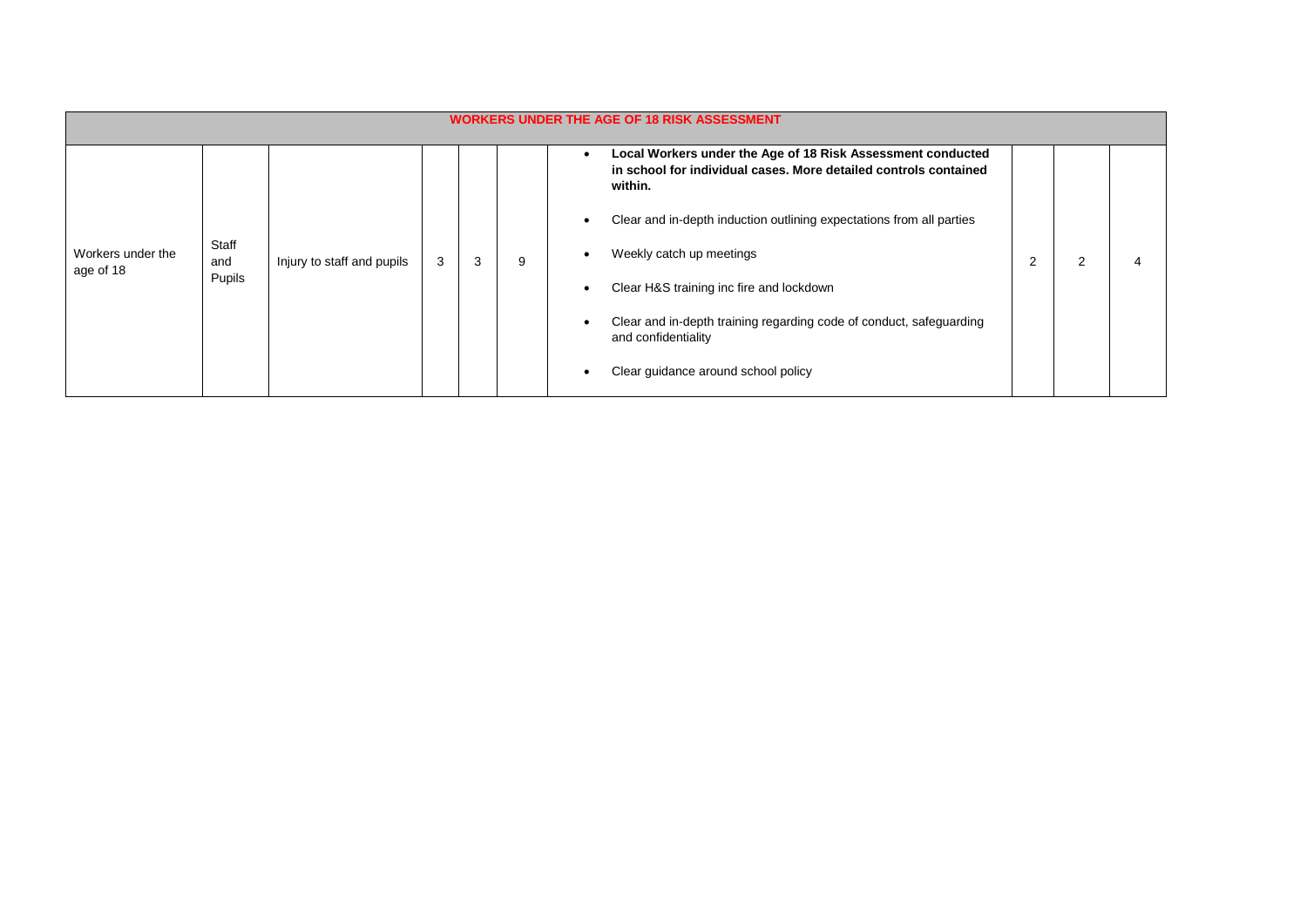| WORKERS UNDER THE AGE OF 18 RISK ASSESSMENT | | | | | | | | | |
|---|---|---|---|---|---|---|---|---|---|
| Workers under the age of 18 | Staff and Pupils | Injury to staff and pupils | 3 | 3 | 9 | • **Local Workers under the Age of 18 Risk Assessment conducted in school for individual cases. More detailed controls contained within.**<br>• Clear and in-depth induction outlining expectations from all parties<br>• Weekly catch up meetings<br>• Clear H&S training inc fire and lockdown<br>• Clear and in-depth training regarding code of conduct, safeguarding and confidentiality<br>• Clear guidance around school policy | 2 | 2 | 4 |